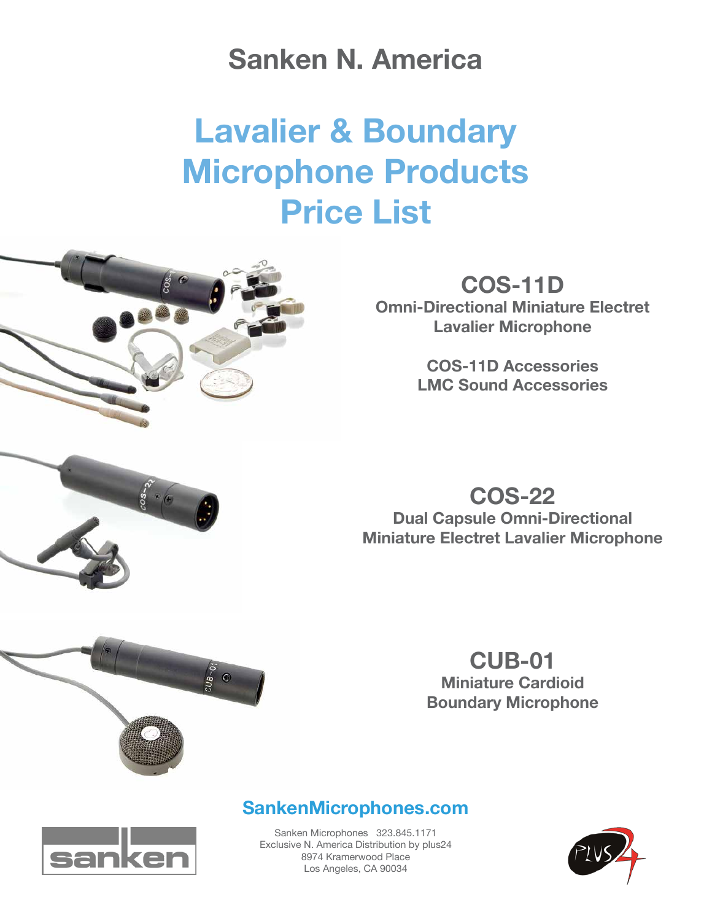# Sanken N. America

# Lavalier & Boundary Microphone Products Price List

## COS-11D

**Omni-Directional Miniature Electret Lavalier Microphone**

**COS-11D Accessories**
**LMC Sound Accessories**

## COS-22

**Dual Capsule Omni-Directional Miniature Electret Lavalier Microphone**

## CUB-01

**Miniature Cardioid Boundary Microphone**

**SankenMicrophones.com**

Sanken Microphones 323.845.1171
Exclusive N. America Distribution by plus24
8974 Kramerwood Place
Los Angeles, CA 90034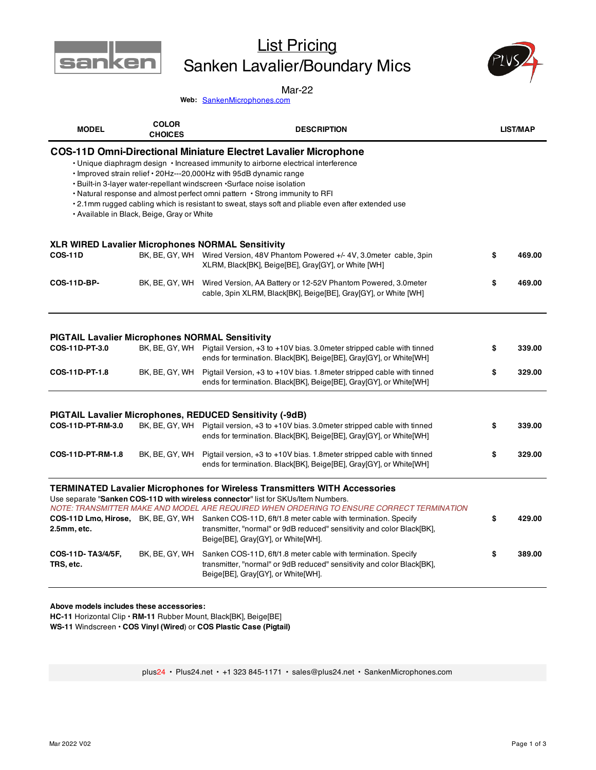# List Pricing
## Sanken Lavalier/Boundary Mics

Mar-22

**Web:** SankenMicrophones.com

| MODEL | COLOR CHOICES | DESCRIPTION | LIST/MAP |
|---|---|---|---|

## COS-11D Omni-Directional Miniature Electret Lavalier Microphone

- Unique diaphragm design • Increased immunity to airborne electrical interference
- Improved strain relief • 20Hz---20,000Hz with 95dB dynamic range
- Built-in 3-layer water-repellant windscreen •Surface noise isolation
- Natural response and almost perfect omni pattern • Strong immunity to RFI
- 2.1mm rugged cabling which is resistant to sweat, stays soft and pliable even after extended use
- Available in Black, Beige, Gray or White

### XLR WIRED Lavalier Microphones NORMAL Sensitivity

| MODEL | COLOR CHOICES | DESCRIPTION | LIST/MAP |
|---|---|---|---|
| **COS-11D** | BK, BE, GY, WH | Wired Version, 48V Phantom Powered +/- 4V, 3.0meter cable, 3pin XLRM, Black[BK], Beige[BE], Gray[GY], or White [WH] | $ 469.00 |
| **COS-11D-BP-** | BK, BE, GY, WH | Wired Version, AA Battery or 12-52V Phantom Powered, 3.0meter cable, 3pin XLRM, Black[BK], Beige[BE], Gray[GY], or White [WH] | $ 469.00 |

### PIGTAIL Lavalier Microphones NORMAL Sensitivity

| MODEL | COLOR CHOICES | DESCRIPTION | LIST/MAP |
|---|---|---|---|
| **COS-11D-PT-3.0** | BK, BE, GY, WH | Pigtail Version, +3 to +10V bias. 3.0meter stripped cable with tinned ends for termination. Black[BK], Beige[BE], Gray[GY], or White[WH] | $ 339.00 |
| **COS-11D-PT-1.8** | BK, BE, GY, WH | Pigtail Version, +3 to +10V bias. 1.8meter stripped cable with tinned ends for termination. Black[BK], Beige[BE], Gray[GY], or White[WH] | $ 329.00 |

### PIGTAIL Lavalier Microphones, REDUCED Sensitivity (-9dB)

| MODEL | COLOR CHOICES | DESCRIPTION | LIST/MAP |
|---|---|---|---|
| **COS-11D-PT-RM-3.0** | BK, BE, GY, WH | Pigtail version, +3 to +10V bias. 3.0meter stripped cable with tinned ends for termination. Black[BK], Beige[BE], Gray[GY], or White[WH] | $ 339.00 |
| **COS-11D-PT-RM-1.8** | BK, BE, GY, WH | Pigtail version, +3 to +10V bias. 1.8meter stripped cable with tinned ends for termination. Black[BK], Beige[BE], Gray[GY], or White[WH] | $ 329.00 |

### TERMINATED Lavalier Microphones for Wireless Transmitters WITH Accessories

Use separate "**Sanken COS-11D with wireless connector**" list for SKUs/Item Numbers.

*NOTE: TRANSMITTER MAKE AND MODEL ARE REQUIRED WHEN ORDERING TO ENSURE CORRECT TERMINATION*

| MODEL | COLOR CHOICES | DESCRIPTION | LIST/MAP |
|---|---|---|---|
| **COS-11D Lmo, Hirose, 2.5mm, etc.** | BK, BE, GY, WH | Sanken COS-11D, 6ft/1.8 meter cable with termination. Specify transmitter, "normal" or 9dB reduced" sensitivity and color Black[BK], Beige[BE], Gray[GY], or White[WH]. | $ 429.00 |
| **COS-11D- TA3/4/5F, TRS, etc.** | BK, BE, GY, WH | Sanken COS-11D, 6ft/1.8 meter cable with termination. Specify transmitter, "normal" or 9dB reduced" sensitivity and color Black[BK], Beige[BE], Gray[GY], or White[WH]. | $ 389.00 |

**Above models includes these accessories:**
**HC-11** Horizontal Clip • **RM-11** Rubber Mount, Black[BK], Beige[BE]
**WS-11** Windscreen • **COS Vinyl (Wired**) or **COS Plastic Case (Pigtail)**

plus24 • Plus24.net • +1 323 845-1171 • sales@plus24.net • SankenMicrophones.com

Mar 2022 V02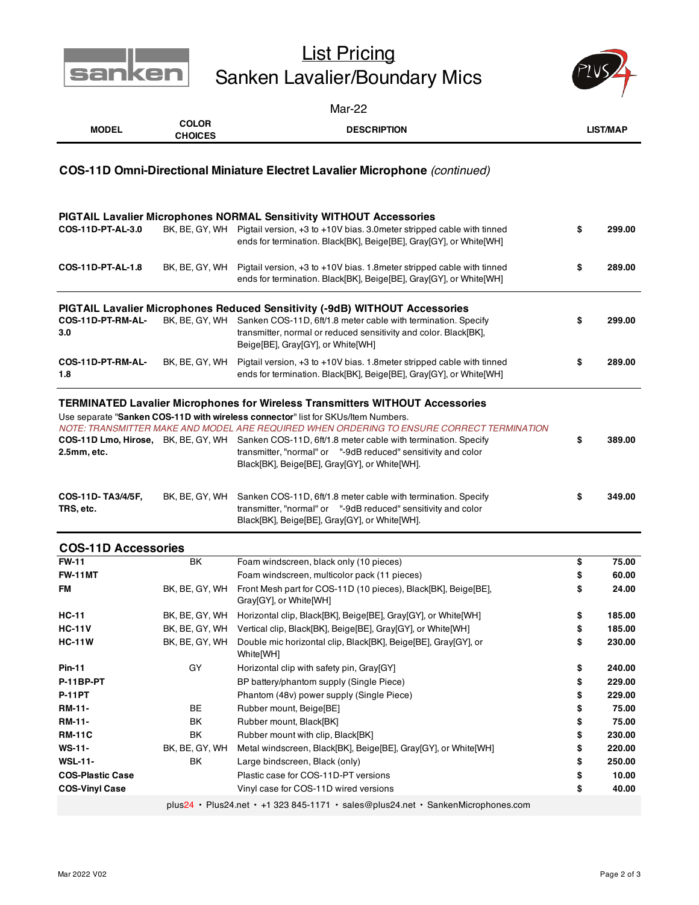# List Pricing
## Sanken Lavalier/Boundary Mics

Mar-22

| MODEL | COLOR CHOICES | DESCRIPTION | LIST/MAP |
|---|---|---|---|

### COS-11D Omni-Directional Miniature Electret Lavalier Microphone *(continued)*

#### PIGTAIL Lavalier Microphones NORMAL Sensitivity WITHOUT Accessories

| MODEL | COLOR CHOICES | DESCRIPTION | LIST/MAP |
|---|---|---|---|
| **COS-11D-PT-AL-3.0** | BK, BE, GY, WH | Pigtail version, +3 to +10V bias. 3.0meter stripped cable with tinned ends for termination. Black[BK], Beige[BE], Gray[GY], or White[WH] | $ 299.00 |
| **COS-11D-PT-AL-1.8** | BK, BE, GY, WH | Pigtail version, +3 to +10V bias. 1.8meter stripped cable with tinned ends for termination. Black[BK], Beige[BE], Gray[GY], or White[WH] | $ 289.00 |

#### PIGTAIL Lavalier Microphones Reduced Sensitivity (-9dB) WITHOUT Accessories

| MODEL | COLOR CHOICES | DESCRIPTION | LIST/MAP |
|---|---|---|---|
| **COS-11D-PT-RM-AL-3.0** | BK, BE, GY, WH | Sanken COS-11D, 6ft/1.8 meter cable with termination. Specify transmitter, normal or reduced sensitivity and color. Black[BK], Beige[BE], Gray[GY], or White[WH] | $ 299.00 |
| **COS-11D-PT-RM-AL-1.8** | BK, BE, GY, WH | Pigtail version, +3 to +10V bias. 1.8meter stripped cable with tinned ends for termination. Black[BK], Beige[BE], Gray[GY], or White[WH] | $ 289.00 |

#### TERMINATED Lavalier Microphones for Wireless Transmitters WITHOUT Accessories

Use separate "**Sanken COS-11D with wireless connector**" list for SKUs/Item Numbers.

*NOTE: TRANSMITTER MAKE AND MODEL ARE REQUIRED WHEN ORDERING TO ENSURE CORRECT TERMINATION*

| MODEL | COLOR CHOICES | DESCRIPTION | LIST/MAP |
|---|---|---|---|
| **COS-11D Lmo, Hirose, 2.5mm, etc.** | BK, BE, GY, WH | Sanken COS-11D, 6ft/1.8 meter cable with termination. Specify transmitter, "normal" or "-9dB reduced" sensitivity and color Black[BK], Beige[BE], Gray[GY], or White[WH]. | $ 389.00 |
| **COS-11D- TA3/4/5F, TRS, etc.** | BK, BE, GY, WH | Sanken COS-11D, 6ft/1.8 meter cable with termination. Specify transmitter, "normal" or "-9dB reduced" sensitivity and color Black[BK], Beige[BE], Gray[GY], or White[WH]. | $ 349.00 |

### COS-11D Accessories

| MODEL | COLOR CHOICES | DESCRIPTION | LIST/MAP |
|---|---|---|---|
| **FW-11** | BK | Foam windscreen, black only (10 pieces) | $ 75.00 |
| **FW-11MT** | | Foam windscreen, multicolor pack (11 pieces) | $ 60.00 |
| **FM** | BK, BE, GY, WH | Front Mesh part for COS-11D (10 pieces), Black[BK], Beige[BE], Gray[GY], or White[WH] | $ 24.00 |
| **HC-11** | BK, BE, GY, WH | Horizontal clip, Black[BK], Beige[BE], Gray[GY], or White[WH] | $ 185.00 |
| **HC-11V** | BK, BE, GY, WH | Vertical clip, Black[BK], Beige[BE], Gray[GY], or White[WH] | $ 185.00 |
| **HC-11W** | BK, BE, GY, WH | Double mic horizontal clip, Black[BK], Beige[BE], Gray[GY], or White[WH] | $ 230.00 |
| **Pin-11** | GY | Horizontal clip with safety pin, Gray[GY] | $ 240.00 |
| **P-11BP-PT** | | BP battery/phantom supply (Single Piece) | $ 229.00 |
| **P-11PT** | | Phantom (48v) power supply (Single Piece) | $ 229.00 |
| **RM-11-** | BE | Rubber mount, Beige[BE] | $ 75.00 |
| **RM-11-** | BK | Rubber mount, Black[BK] | $ 75.00 |
| **RM-11C** | BK | Rubber mount with clip, Black[BK] | $ 230.00 |
| **WS-11-** | BK, BE, GY, WH | Metal windscreen, Black[BK], Beige[BE], Gray[GY], or White[WH] | $ 220.00 |
| **WSL-11-** | BK | Large bindscreen, Black (only) | $ 250.00 |
| **COS-Plastic Case** | | Plastic case for COS-11D-PT versions | $ 10.00 |
| **COS-Vinyl Case** | | Vinyl case for COS-11D wired versions | $ 40.00 |

plus24 • Plus24.net • +1 323 845-1171 • sales@plus24.net • SankenMicrophones.com

Mar 2022 V02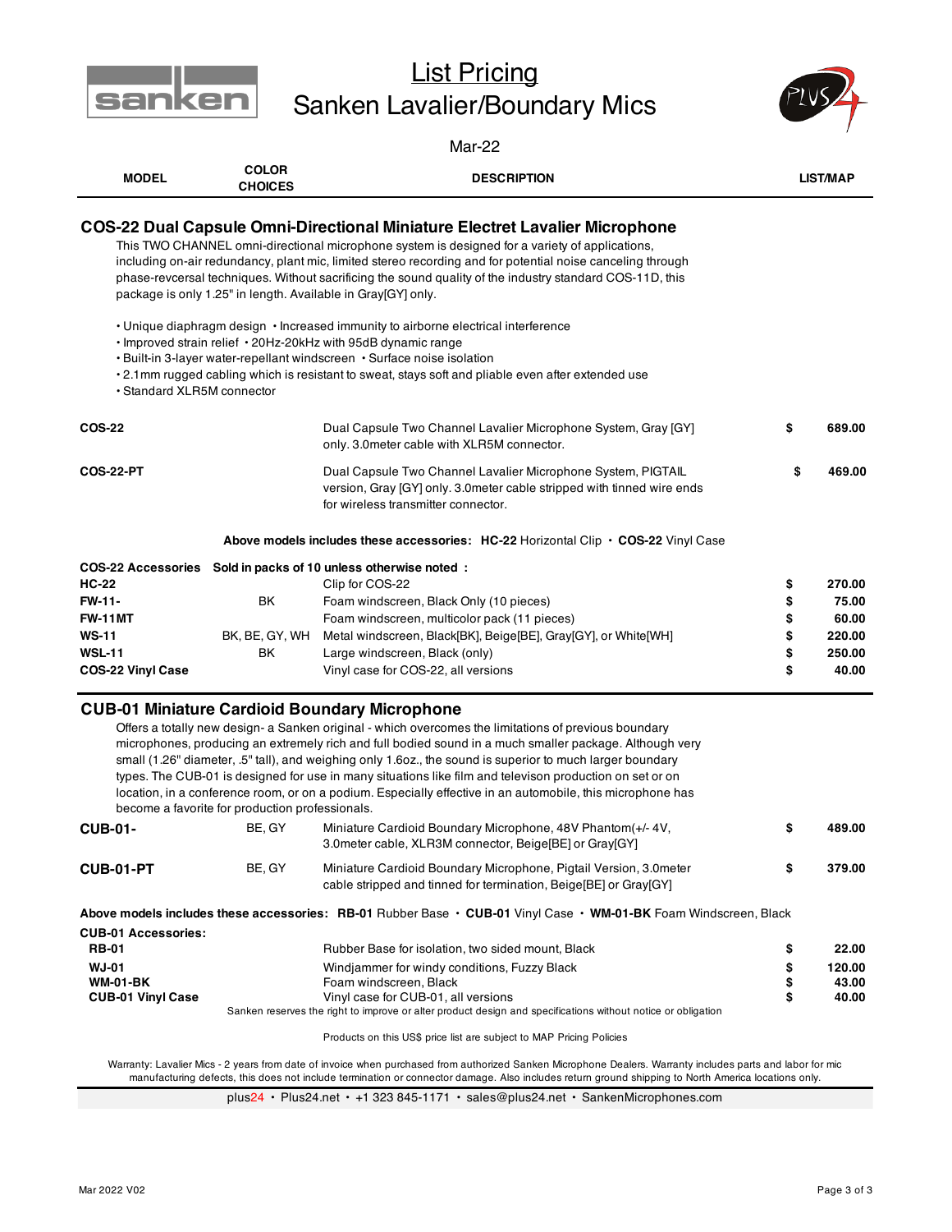# List Pricing

## Sanken Lavalier/Boundary Mics

Mar-22

| MODEL | COLOR CHOICES | DESCRIPTION | LIST/MAP |
|---|---|---|---|

### COS-22 Dual Capsule Omni-Directional Miniature Electret Lavalier Microphone

This TWO CHANNEL omni-directional microphone system is designed for a variety of applications, including on-air redundancy, plant mic, limited stereo recording and for potential noise canceling through phase-revcersal techniques. Without sacrificing the sound quality of the industry standard COS-11D, this package is only 1.25" in length. Available in Gray[GY] only.

- Unique diaphragm design • Increased immunity to airborne electrical interference
- Improved strain relief • 20Hz-20kHz with 95dB dynamic range
- Built-in 3-layer water-repellant windscreen • Surface noise isolation
- 2.1mm rugged cabling which is resistant to sweat, stays soft and pliable even after extended use
- Standard XLR5M connector

| MODEL | COLOR CHOICES | DESCRIPTION | LIST/MAP |
|---|---|---|---|
| **COS-22** | | Dual Capsule Two Channel Lavalier Microphone System, Gray [GY] only. 3.0meter cable with XLR5M connector. | $ 689.00 |
| **COS-22-PT** | | Dual Capsule Two Channel Lavalier Microphone System, PIGTAIL version, Gray [GY] only. 3.0meter cable stripped with tinned wire ends for wireless transmitter connector. | $ 469.00 |

**Above models includes these accessories: HC-22** Horizontal Clip • **COS-22** Vinyl Case

**COS-22 Accessories Sold in packs of 10 unless otherwise noted :**

| MODEL | COLOR CHOICES | DESCRIPTION | LIST/MAP |
|---|---|---|---|
| **HC-22** | | Clip for COS-22 | $ 270.00 |
| **FW-11-** | BK | Foam windscreen, Black Only (10 pieces) | $ 75.00 |
| **FW-11MT** | | Foam windscreen, multicolor pack (11 pieces) | $ 60.00 |
| **WS-11** | BK, BE, GY, WH | Metal windscreen, Black[BK], Beige[BE], Gray[GY], or White[WH] | $ 220.00 |
| **WSL-11** | BK | Large windscreen, Black (only) | $ 250.00 |
| **COS-22 Vinyl Case** | | Vinyl case for COS-22, all versions | $ 40.00 |

### CUB-01 Miniature Cardioid Boundary Microphone

Offers a totally new design- a Sanken original - which overcomes the limitations of previous boundary microphones, producing an extremely rich and full bodied sound in a much smaller package. Although very small (1.26" diameter, .5" tall), and weighing only 1.6oz., the sound is superior to much larger boundary types. The CUB-01 is designed for use in many situations like film and televison production on set or on location, in a conference room, or on a podium. Especially effective in an automobile, this microphone has become a favorite for production professionals.

| MODEL | COLOR CHOICES | DESCRIPTION | LIST/MAP |
|---|---|---|---|
| **CUB-01-** | BE, GY | Miniature Cardioid Boundary Microphone, 48V Phantom(+/- 4V, 3.0meter cable, XLR3M connector, Beige[BE] or Gray[GY] | $ 489.00 |
| **CUB-01-PT** | BE, GY | Miniature Cardioid Boundary Microphone, Pigtail Version, 3.0meter cable stripped and tinned for termination, Beige[BE] or Gray[GY] | $ 379.00 |

**Above models includes these accessories: RB-01** Rubber Base • **CUB-01** Vinyl Case • **WM-01-BK** Foam Windscreen, Black

**CUB-01 Accessories:**

| MODEL | COLOR CHOICES | DESCRIPTION | LIST/MAP |
|---|---|---|---|
| **RB-01** | | Rubber Base for isolation, two sided mount, Black | $ 22.00 |
| **WJ-01** | | Windjammer for windy conditions, Fuzzy Black | $ 120.00 |
| **WM-01-BK** | | Foam windscreen, Black | $ 43.00 |
| **CUB-01 Vinyl Case** | | Vinyl case for CUB-01, all versions | $ 40.00 |

Sanken reserves the right to improve or alter product design and specifications without notice or obligation

Products on this US$ price list are subject to MAP Pricing Policies

Warranty: Lavalier Mics - 2 years from date of invoice when purchased from authorized Sanken Microphone Dealers. Warranty includes parts and labor for mic manufacturing defects, this does not include termination or connector damage. Also includes return ground shipping to North America locations only.

plus24 • Plus24.net • +1 323 845-1171 • sales@plus24.net • SankenMicrophones.com

Mar 2022 V02